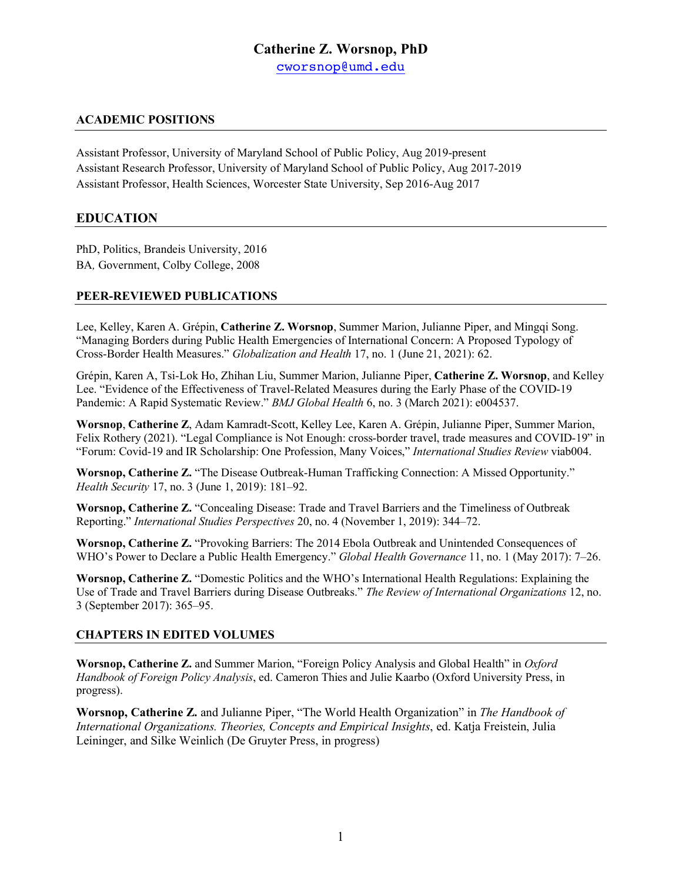# Catherine Z. Worsnop, PhD

cworsnop@umd.edu

## ACADEMIC POSITIONS

Assistant Professor, University of Maryland School of Public Policy, Aug 2019-present
Assistant Research Professor, University of Maryland School of Public Policy, Aug 2017-2019
Assistant Professor, Health Sciences, Worcester State University, Sep 2016-Aug 2017

## EDUCATION

PhD, Politics, Brandeis University, 2016
BA, Government, Colby College, 2008

## PEER-REVIEWED PUBLICATIONS

Lee, Kelley, Karen A. Grépin, **Catherine Z. Worsnop**, Summer Marion, Julianne Piper, and Mingqi Song. "Managing Borders during Public Health Emergencies of International Concern: A Proposed Typology of Cross-Border Health Measures." *Globalization and Health* 17, no. 1 (June 21, 2021): 62.

Grépin, Karen A, Tsi-Lok Ho, Zhihan Liu, Summer Marion, Julianne Piper, **Catherine Z. Worsnop**, and Kelley Lee. "Evidence of the Effectiveness of Travel-Related Measures during the Early Phase of the COVID-19 Pandemic: A Rapid Systematic Review." *BMJ Global Health* 6, no. 3 (March 2021): e004537.

**Worsnop**, **Catherine Z**, Adam Kamradt-Scott, Kelley Lee, Karen A. Grépin, Julianne Piper, Summer Marion, Felix Rothery (2021). "Legal Compliance is Not Enough: cross-border travel, trade measures and COVID-19" in "Forum: Covid-19 and IR Scholarship: One Profession, Many Voices," *International Studies Review* viab004.

**Worsnop, Catherine Z.** "The Disease Outbreak-Human Trafficking Connection: A Missed Opportunity." *Health Security* 17, no. 3 (June 1, 2019): 181–92.

**Worsnop, Catherine Z.** "Concealing Disease: Trade and Travel Barriers and the Timeliness of Outbreak Reporting." *International Studies Perspectives* 20, no. 4 (November 1, 2019): 344–72.

**Worsnop, Catherine Z.** "Provoking Barriers: The 2014 Ebola Outbreak and Unintended Consequences of WHO's Power to Declare a Public Health Emergency." *Global Health Governance* 11, no. 1 (May 2017): 7–26.

**Worsnop, Catherine Z.** "Domestic Politics and the WHO's International Health Regulations: Explaining the Use of Trade and Travel Barriers during Disease Outbreaks." *The Review of International Organizations* 12, no. 3 (September 2017): 365–95.

## CHAPTERS IN EDITED VOLUMES

**Worsnop, Catherine Z.** and Summer Marion, "Foreign Policy Analysis and Global Health" in *Oxford Handbook of Foreign Policy Analysis*, ed. Cameron Thies and Julie Kaarbo (Oxford University Press, in progress).

**Worsnop, Catherine Z.** and Julianne Piper, "The World Health Organization" in *The Handbook of International Organizations. Theories, Concepts and Empirical Insights*, ed. Katja Freistein, Julia Leininger, and Silke Weinlich (De Gruyter Press, in progress)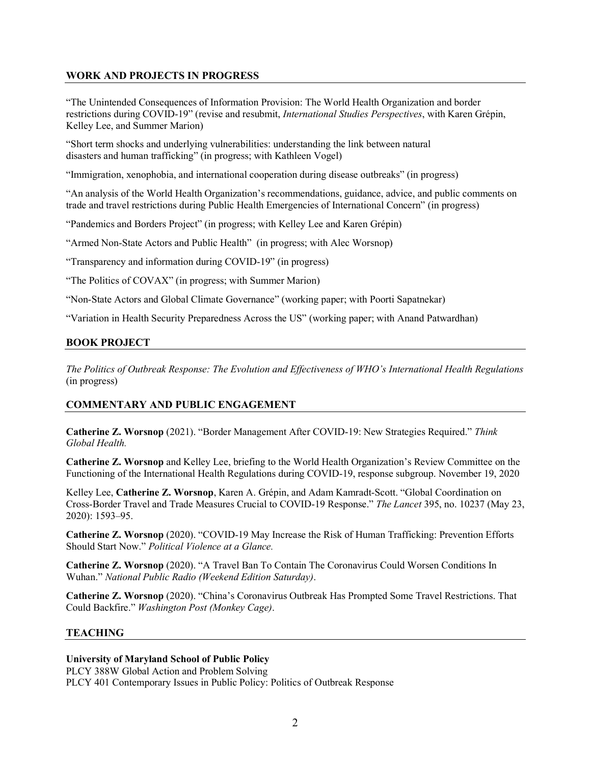## WORK AND PROJECTS IN PROGRESS

"The Unintended Consequences of Information Provision: The World Health Organization and border restrictions during COVID-19" (revise and resubmit, *International Studies Perspectives*, with Karen Grépin, Kelley Lee, and Summer Marion)

"Short term shocks and underlying vulnerabilities: understanding the link between natural disasters and human trafficking" (in progress; with Kathleen Vogel)

"Immigration, xenophobia, and international cooperation during disease outbreaks" (in progress)

"An analysis of the World Health Organization's recommendations, guidance, advice, and public comments on trade and travel restrictions during Public Health Emergencies of International Concern" (in progress)

"Pandemics and Borders Project" (in progress; with Kelley Lee and Karen Grépin)

"Armed Non-State Actors and Public Health" (in progress; with Alec Worsnop)

"Transparency and information during COVID-19" (in progress)

"The Politics of COVAX" (in progress; with Summer Marion)

"Non-State Actors and Global Climate Governance" (working paper; with Poorti Sapatnekar)

"Variation in Health Security Preparedness Across the US" (working paper; with Anand Patwardhan)

## BOOK PROJECT

*The Politics of Outbreak Response: The Evolution and Effectiveness of WHO's International Health Regulations* (in progress)

## COMMENTARY AND PUBLIC ENGAGEMENT

**Catherine Z. Worsnop** (2021). "Border Management After COVID-19: New Strategies Required." *Think Global Health.*

**Catherine Z. Worsnop** and Kelley Lee, briefing to the World Health Organization's Review Committee on the Functioning of the International Health Regulations during COVID-19, response subgroup. November 19, 2020

Kelley Lee, **Catherine Z. Worsnop**, Karen A. Grépin, and Adam Kamradt-Scott. "Global Coordination on Cross-Border Travel and Trade Measures Crucial to COVID-19 Response." *The Lancet* 395, no. 10237 (May 23, 2020): 1593–95.

**Catherine Z. Worsnop** (2020). "COVID-19 May Increase the Risk of Human Trafficking: Prevention Efforts Should Start Now." *Political Violence at a Glance.*

**Catherine Z. Worsnop** (2020). "A Travel Ban To Contain The Coronavirus Could Worsen Conditions In Wuhan." *National Public Radio (Weekend Edition Saturday)*.

**Catherine Z. Worsnop** (2020). "China's Coronavirus Outbreak Has Prompted Some Travel Restrictions. That Could Backfire." *Washington Post (Monkey Cage)*.

## TEACHING

**University of Maryland School of Public Policy**
PLCY 388W Global Action and Problem Solving
PLCY 401 Contemporary Issues in Public Policy: Politics of Outbreak Response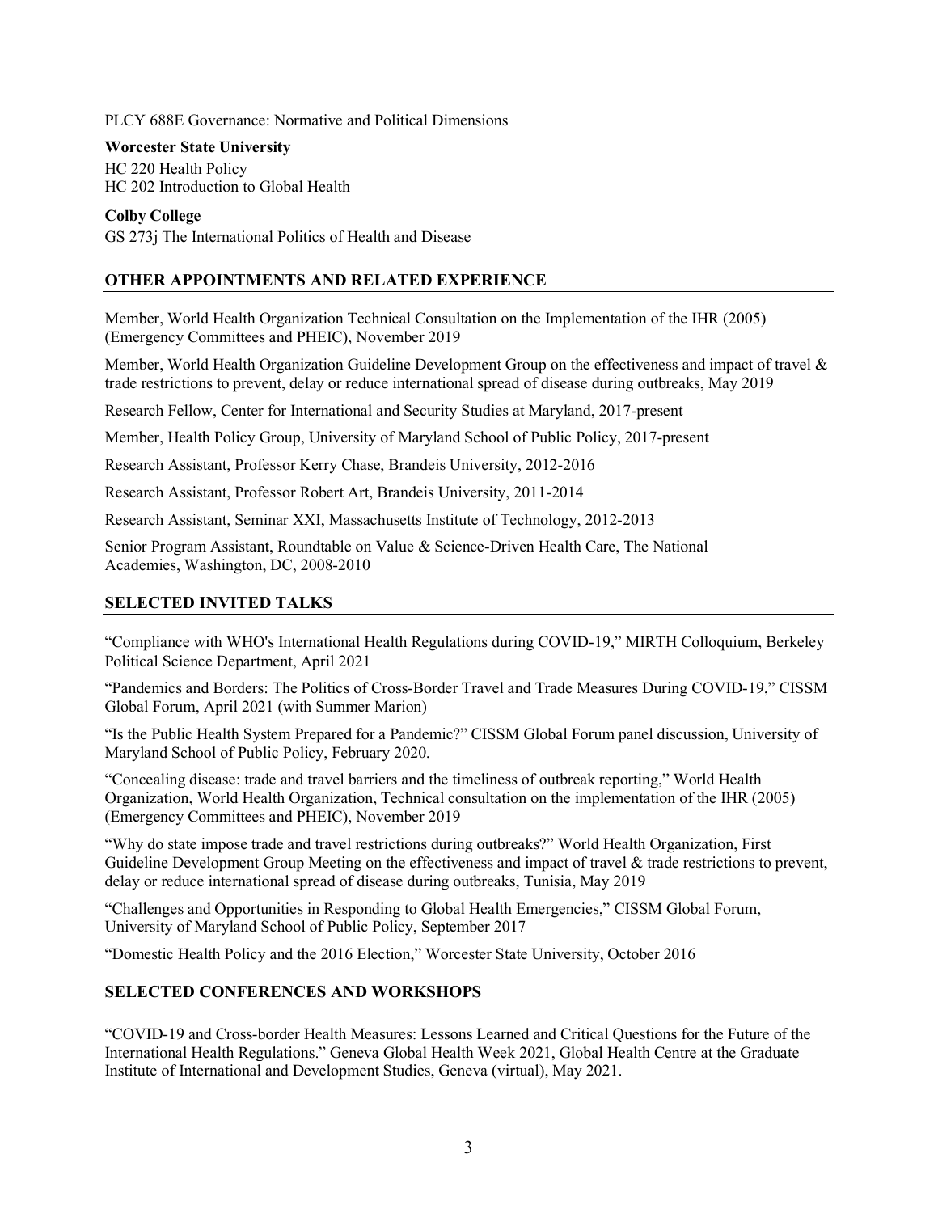PLCY 688E Governance: Normative and Political Dimensions

**Worcester State University**
HC 220 Health Policy
HC 202 Introduction to Global Health

**Colby College**
GS 273j The International Politics of Health and Disease

## OTHER APPOINTMENTS AND RELATED EXPERIENCE

Member, World Health Organization Technical Consultation on the Implementation of the IHR (2005) (Emergency Committees and PHEIC), November 2019

Member, World Health Organization Guideline Development Group on the effectiveness and impact of travel & trade restrictions to prevent, delay or reduce international spread of disease during outbreaks, May 2019

Research Fellow, Center for International and Security Studies at Maryland, 2017-present

Member, Health Policy Group, University of Maryland School of Public Policy, 2017-present

Research Assistant, Professor Kerry Chase, Brandeis University, 2012-2016

Research Assistant, Professor Robert Art, Brandeis University, 2011-2014

Research Assistant, Seminar XXI, Massachusetts Institute of Technology, 2012-2013

Senior Program Assistant, Roundtable on Value & Science-Driven Health Care, The National Academies, Washington, DC, 2008-2010

## SELECTED INVITED TALKS

"Compliance with WHO's International Health Regulations during COVID-19," MIRTH Colloquium, Berkeley Political Science Department, April 2021

"Pandemics and Borders: The Politics of Cross-Border Travel and Trade Measures During COVID-19," CISSM Global Forum, April 2021 (with Summer Marion)

"Is the Public Health System Prepared for a Pandemic?" CISSM Global Forum panel discussion, University of Maryland School of Public Policy, February 2020.

"Concealing disease: trade and travel barriers and the timeliness of outbreak reporting," World Health Organization, World Health Organization, Technical consultation on the implementation of the IHR (2005) (Emergency Committees and PHEIC), November 2019

"Why do state impose trade and travel restrictions during outbreaks?" World Health Organization, First Guideline Development Group Meeting on the effectiveness and impact of travel & trade restrictions to prevent, delay or reduce international spread of disease during outbreaks, Tunisia, May 2019

"Challenges and Opportunities in Responding to Global Health Emergencies," CISSM Global Forum, University of Maryland School of Public Policy, September 2017

"Domestic Health Policy and the 2016 Election," Worcester State University, October 2016

## SELECTED CONFERENCES AND WORKSHOPS

"COVID-19 and Cross-border Health Measures: Lessons Learned and Critical Questions for the Future of the International Health Regulations." Geneva Global Health Week 2021, Global Health Centre at the Graduate Institute of International and Development Studies, Geneva (virtual), May 2021.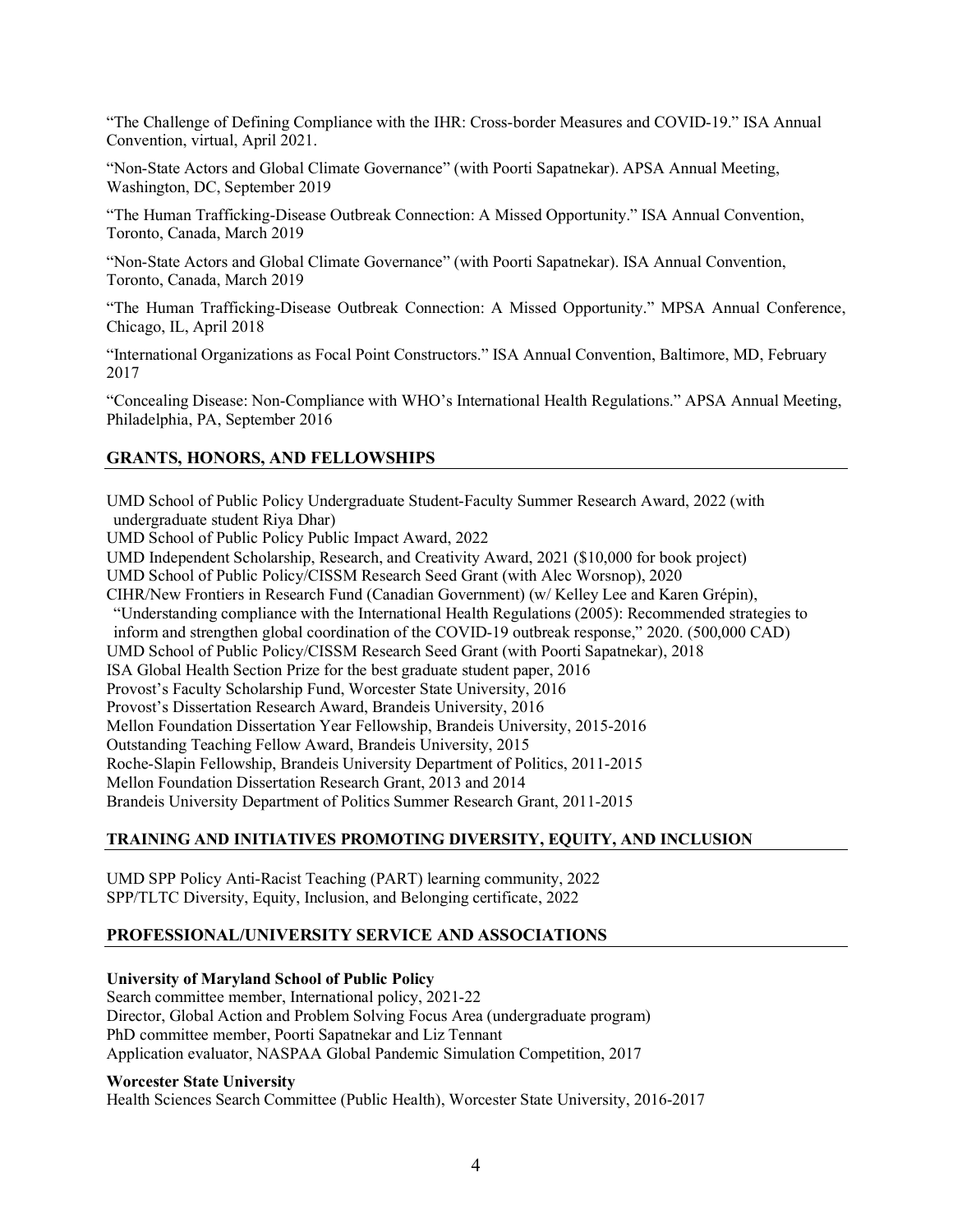"The Challenge of Defining Compliance with the IHR: Cross-border Measures and COVID-19." ISA Annual Convention, virtual, April 2021.

"Non-State Actors and Global Climate Governance" (with Poorti Sapatnekar). APSA Annual Meeting, Washington, DC, September 2019

"The Human Trafficking-Disease Outbreak Connection: A Missed Opportunity." ISA Annual Convention, Toronto, Canada, March 2019

"Non-State Actors and Global Climate Governance" (with Poorti Sapatnekar). ISA Annual Convention, Toronto, Canada, March 2019

"The Human Trafficking-Disease Outbreak Connection: A Missed Opportunity." MPSA Annual Conference, Chicago, IL, April 2018

"International Organizations as Focal Point Constructors." ISA Annual Convention, Baltimore, MD, February 2017

"Concealing Disease: Non-Compliance with WHO's International Health Regulations." APSA Annual Meeting, Philadelphia, PA, September 2016

## GRANTS, HONORS, AND FELLOWSHIPS

UMD School of Public Policy Undergraduate Student-Faculty Summer Research Award, 2022 (with undergraduate student Riya Dhar)
UMD School of Public Policy Public Impact Award, 2022
UMD Independent Scholarship, Research, and Creativity Award, 2021 ($10,000 for book project)
UMD School of Public Policy/CISSM Research Seed Grant (with Alec Worsnop), 2020
CIHR/New Frontiers in Research Fund (Canadian Government) (w/ Kelley Lee and Karen Grépin), "Understanding compliance with the International Health Regulations (2005): Recommended strategies to inform and strengthen global coordination of the COVID-19 outbreak response," 2020. (500,000 CAD)
UMD School of Public Policy/CISSM Research Seed Grant (with Poorti Sapatnekar), 2018
ISA Global Health Section Prize for the best graduate student paper, 2016
Provost's Faculty Scholarship Fund, Worcester State University, 2016
Provost's Dissertation Research Award, Brandeis University, 2016
Mellon Foundation Dissertation Year Fellowship, Brandeis University, 2015-2016
Outstanding Teaching Fellow Award, Brandeis University, 2015
Roche-Slapin Fellowship, Brandeis University Department of Politics, 2011-2015
Mellon Foundation Dissertation Research Grant, 2013 and 2014
Brandeis University Department of Politics Summer Research Grant, 2011-2015

## TRAINING AND INITIATIVES PROMOTING DIVERSITY, EQUITY, AND INCLUSION

UMD SPP Policy Anti-Racist Teaching (PART) learning community, 2022
SPP/TLTC Diversity, Equity, Inclusion, and Belonging certificate, 2022

## PROFESSIONAL/UNIVERSITY SERVICE AND ASSOCIATIONS

**University of Maryland School of Public Policy**
Search committee member, International policy, 2021-22
Director, Global Action and Problem Solving Focus Area (undergraduate program)
PhD committee member, Poorti Sapatnekar and Liz Tennant
Application evaluator, NASPAA Global Pandemic Simulation Competition, 2017

**Worcester State University**
Health Sciences Search Committee (Public Health), Worcester State University, 2016-2017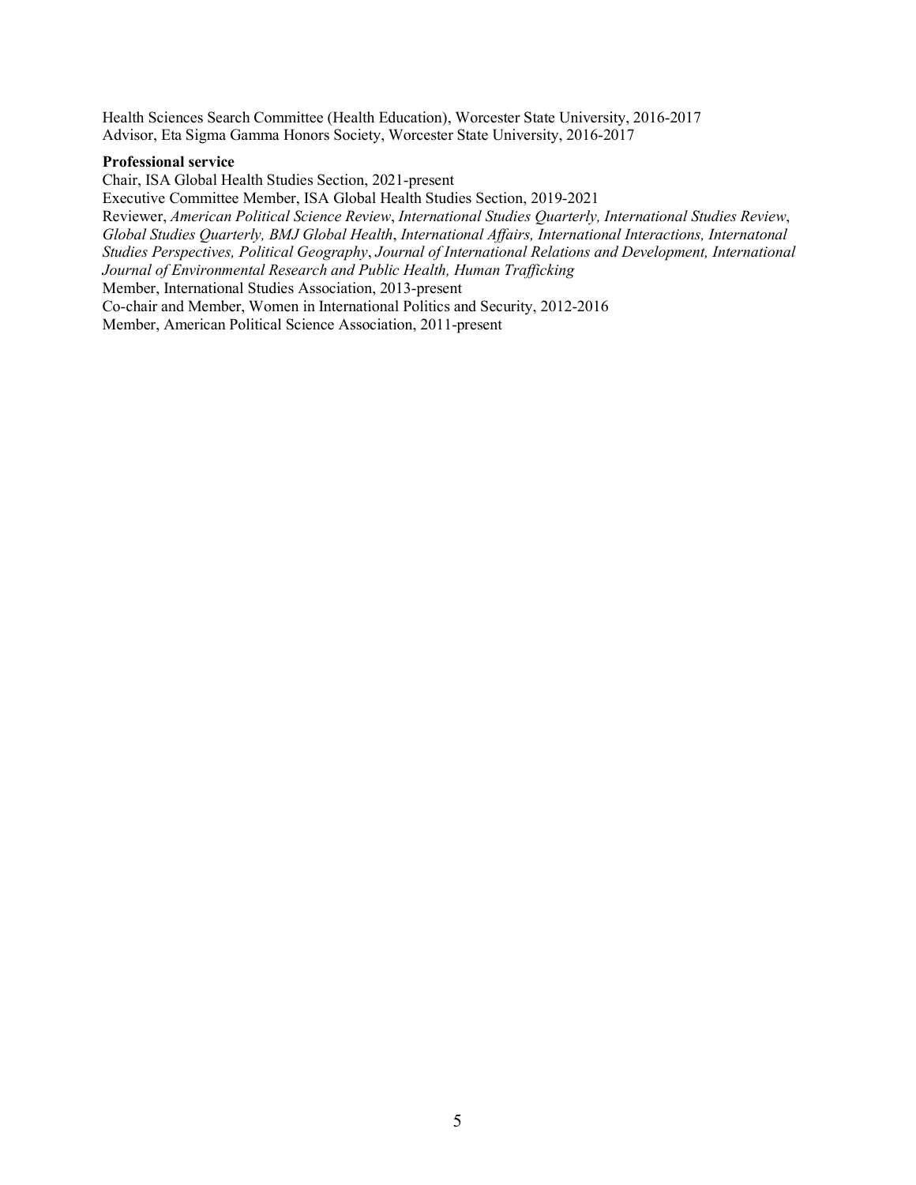Health Sciences Search Committee (Health Education), Worcester State University, 2016-2017
Advisor, Eta Sigma Gamma Honors Society, Worcester State University, 2016-2017

**Professional service**

Chair, ISA Global Health Studies Section, 2021-present
Executive Committee Member, ISA Global Health Studies Section, 2019-2021
Reviewer, *American Political Science Review*, *International Studies Quarterly, International Studies Review*, *Global Studies Quarterly, BMJ Global Health*, *International Affairs, International Interactions, Internatonal Studies Perspectives, Political Geography*, *Journal of International Relations and Development, International Journal of Environmental Research and Public Health, Human Trafficking*
Member, International Studies Association, 2013-present
Co-chair and Member, Women in International Politics and Security, 2012-2016
Member, American Political Science Association, 2011-present